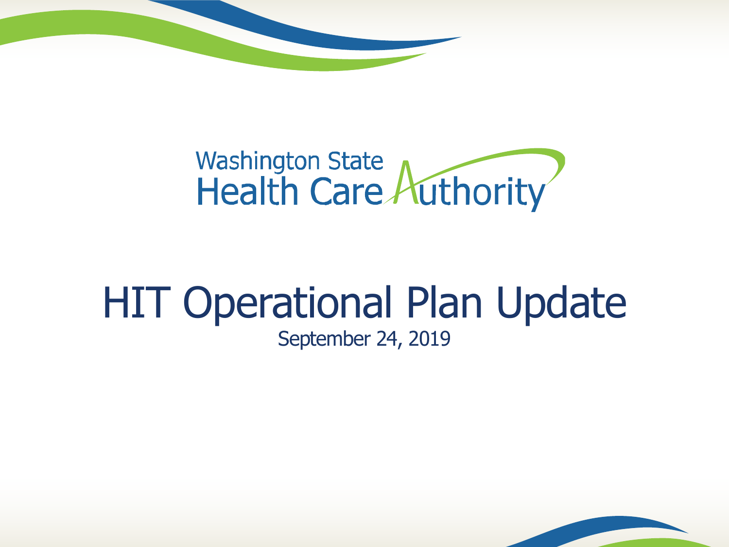Washington State Health Care Authority

# HIT Operational Plan Update

September 24, 2019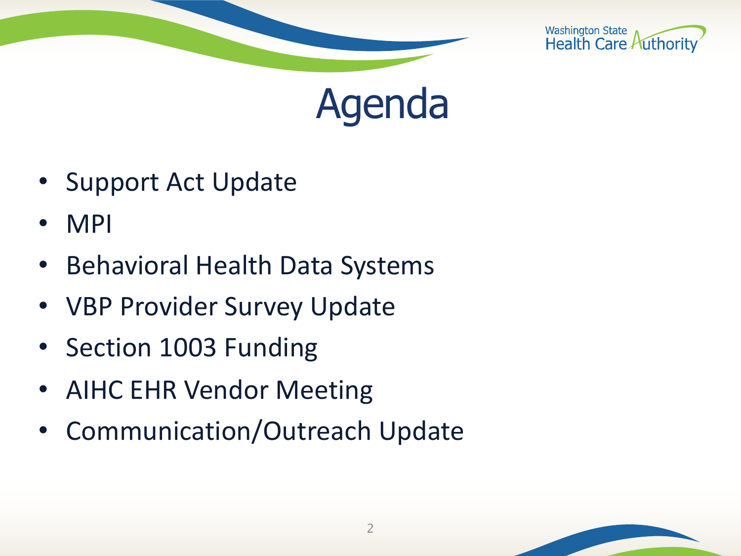# Agenda

- Support Act Update
- MPI
- Behavioral Health Data Systems
- VBP Provider Survey Update
- Section 1003 Funding
- AIHC EHR Vendor Meeting
- Communication/Outreach Update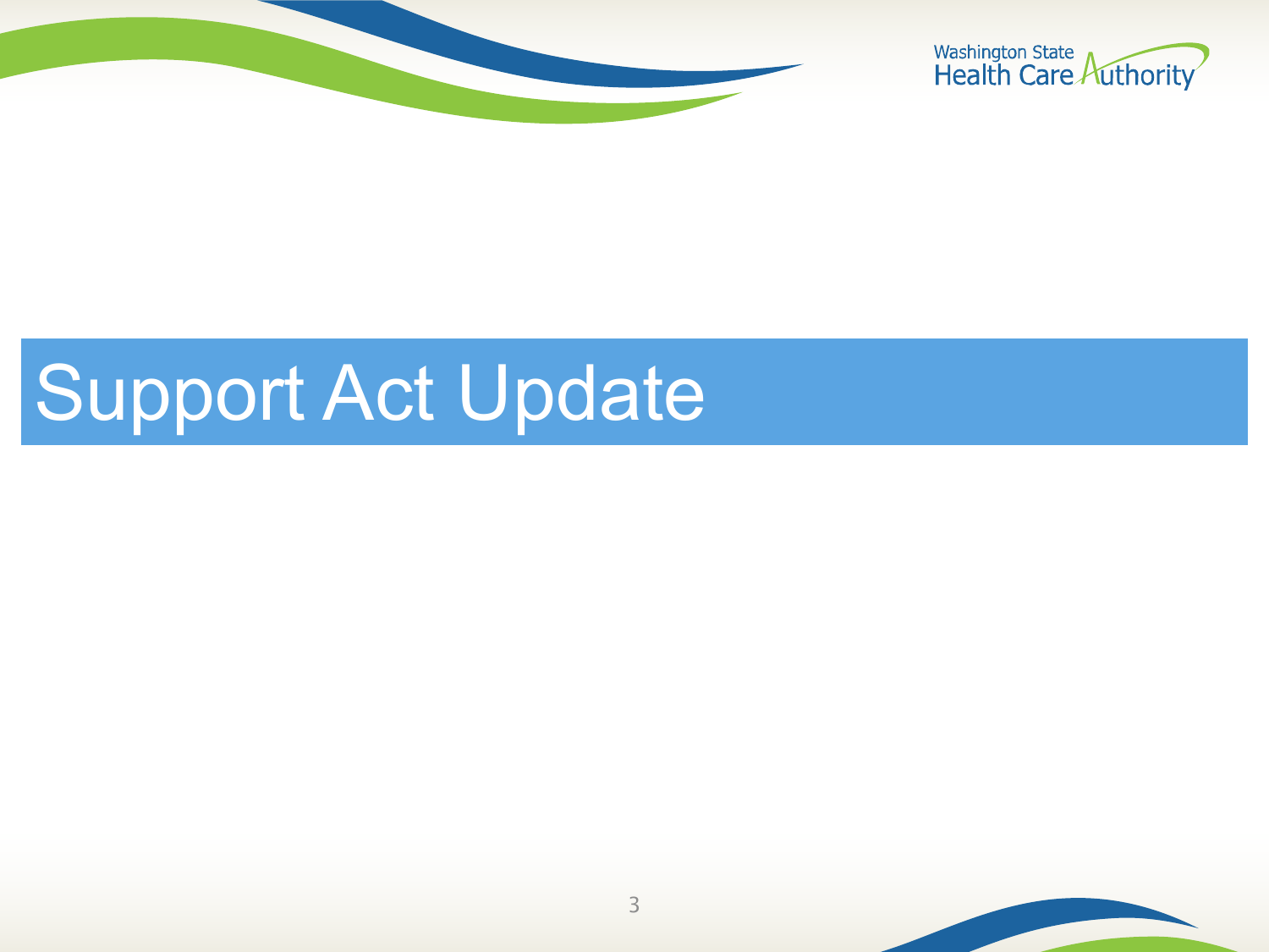# Support Act Update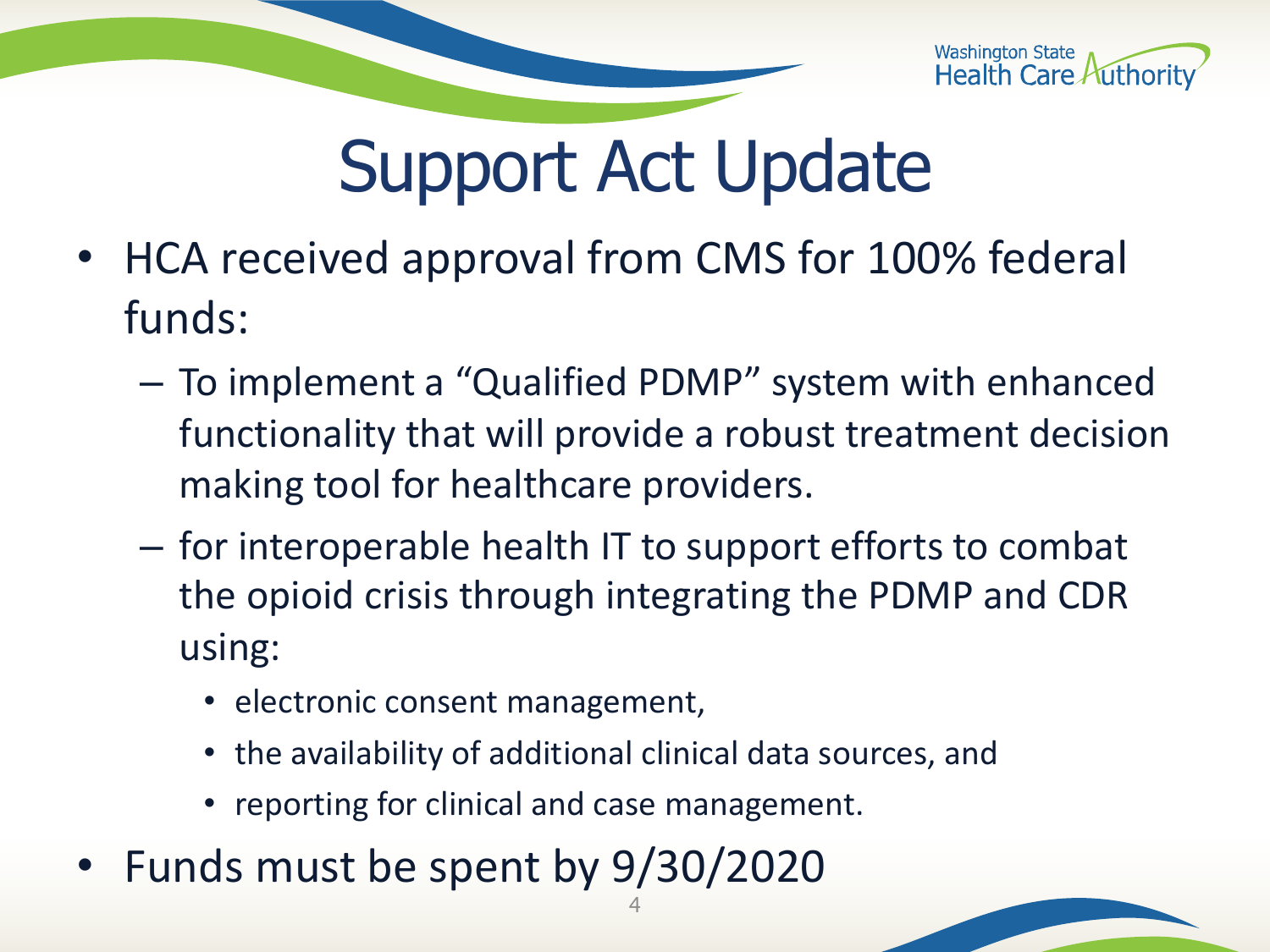# Support Act Update

- HCA received approval from CMS for 100% federal funds:
  - To implement a “Qualified PDMP” system with enhanced functionality that will provide a robust treatment decision making tool for healthcare providers.
  - for interoperable health IT to support efforts to combat the opioid crisis through integrating the PDMP and CDR using:
    - electronic consent management,
    - the availability of additional clinical data sources, and
    - reporting for clinical and case management.
- Funds must be spent by 9/30/2020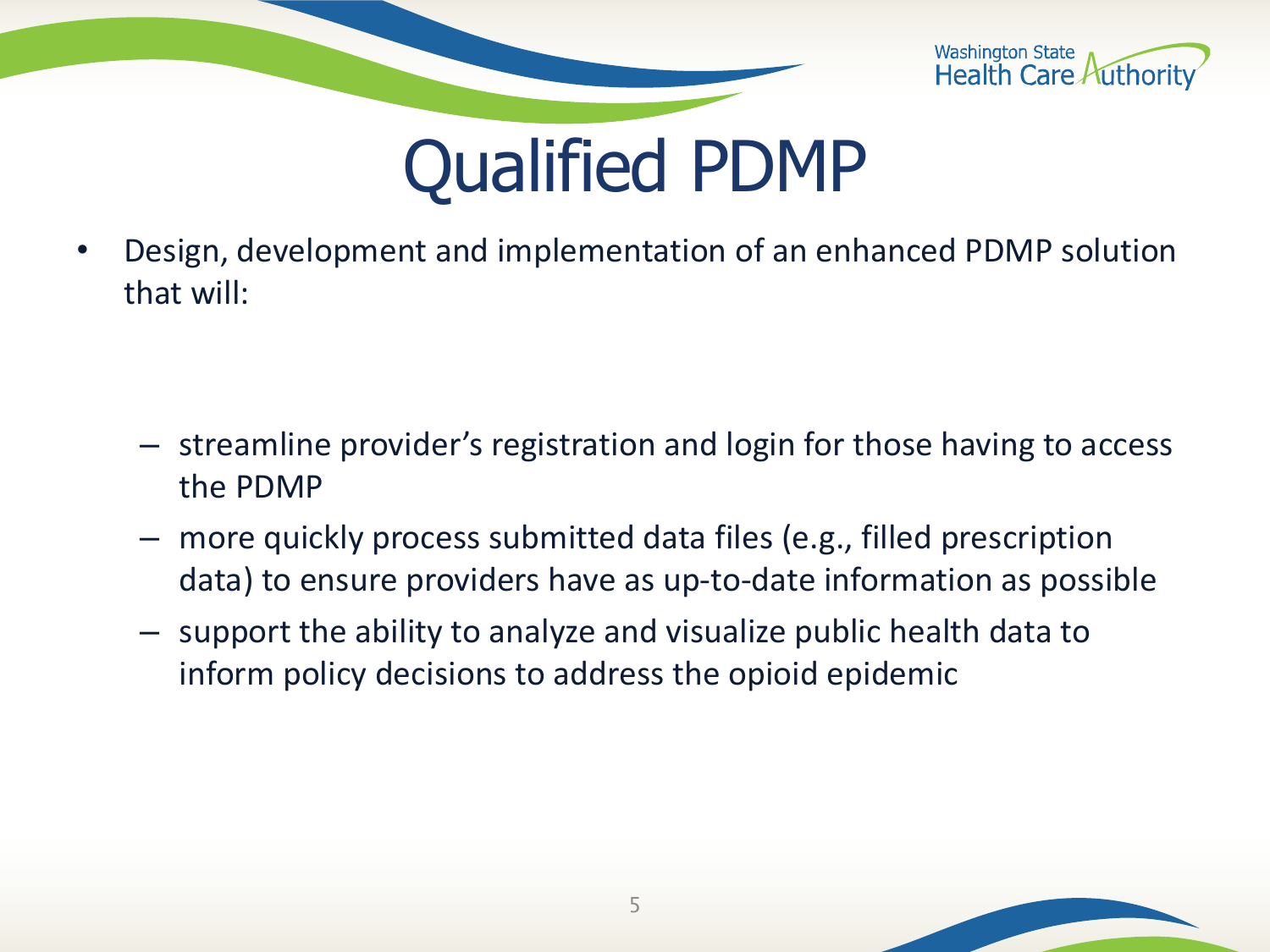# Qualified PDMP

- Design, development and implementation of an enhanced PDMP solution that will:
  - streamline provider's registration and login for those having to access the PDMP
  - more quickly process submitted data files (e.g., filled prescription data) to ensure providers have as up-to-date information as possible
  - support the ability to analyze and visualize public health data to inform policy decisions to address the opioid epidemic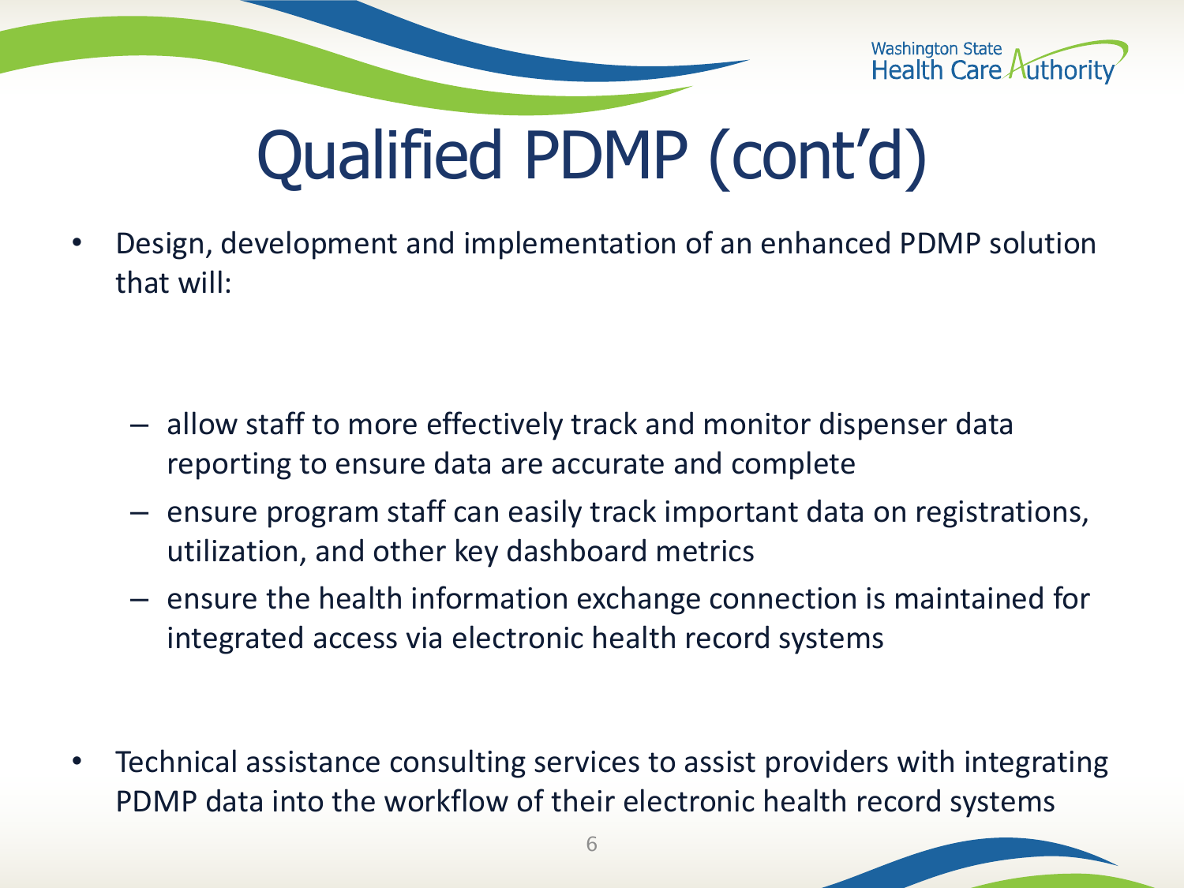# Qualified PDMP (cont'd)

- Design, development and implementation of an enhanced PDMP solution that will:
  - allow staff to more effectively track and monitor dispenser data reporting to ensure data are accurate and complete
  - ensure program staff can easily track important data on registrations, utilization, and other key dashboard metrics
  - ensure the health information exchange connection is maintained for integrated access via electronic health record systems
- Technical assistance consulting services to assist providers with integrating PDMP data into the workflow of their electronic health record systems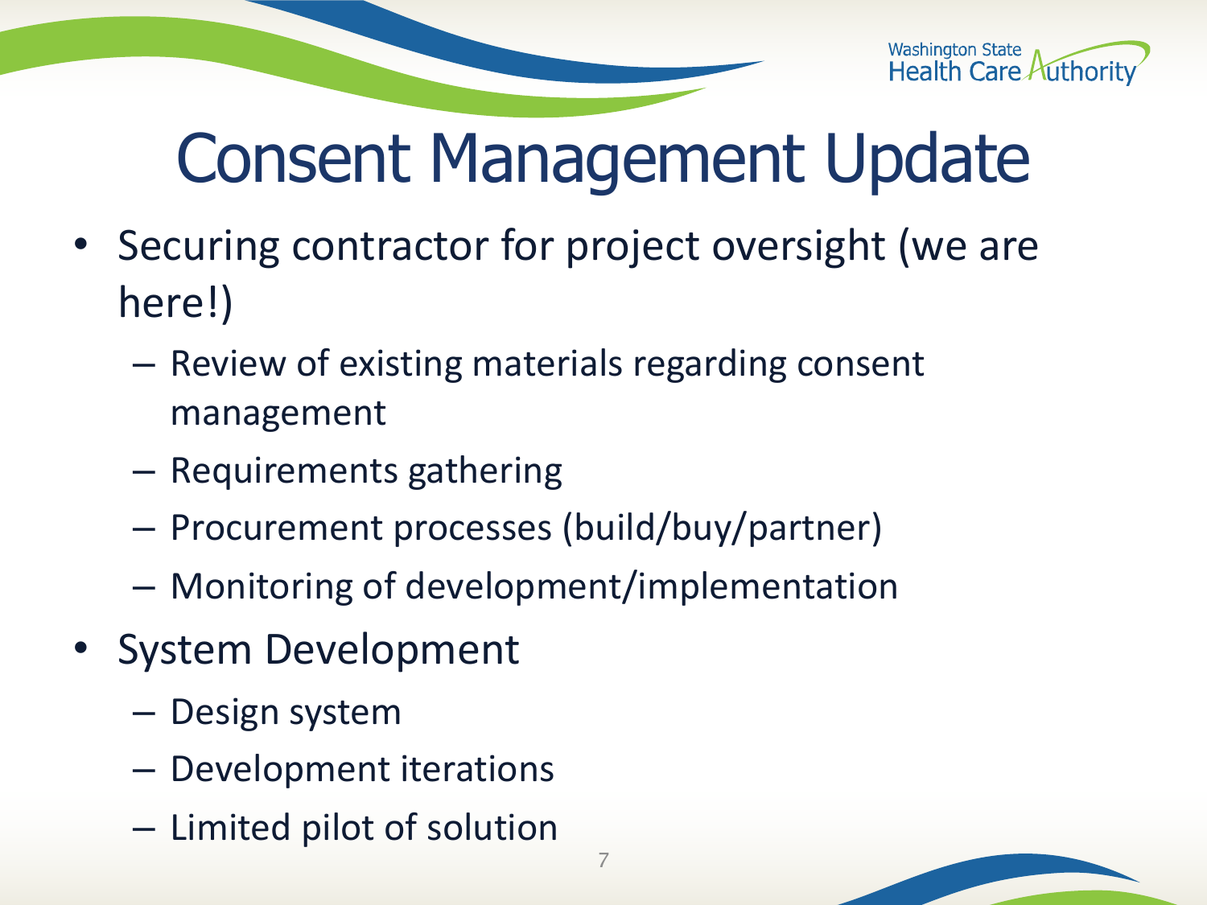# Consent Management Update

- Securing contractor for project oversight (we are here!)
  - Review of existing materials regarding consent management
  - Requirements gathering
  - Procurement processes (build/buy/partner)
  - Monitoring of development/implementation
- System Development
  - Design system
  - Development iterations
  - Limited pilot of solution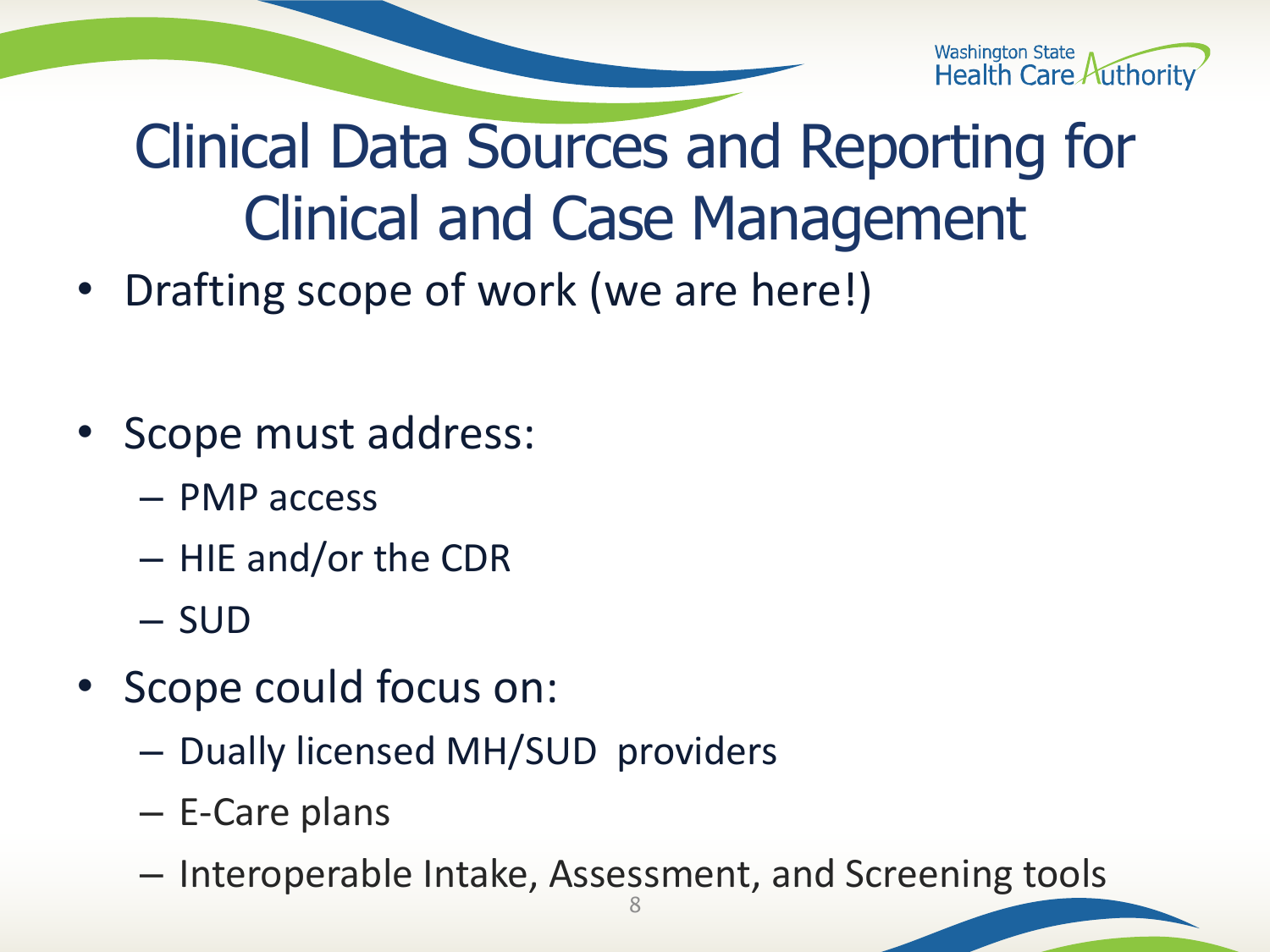# Clinical Data Sources and Reporting for Clinical and Case Management

- Drafting scope of work (we are here!)

- Scope must address:
  - PMP access
  - HIE and/or the CDR
  - SUD
- Scope could focus on:
  - Dually licensed MH/SUD providers
  - E-Care plans
  - Interoperable Intake, Assessment, and Screening tools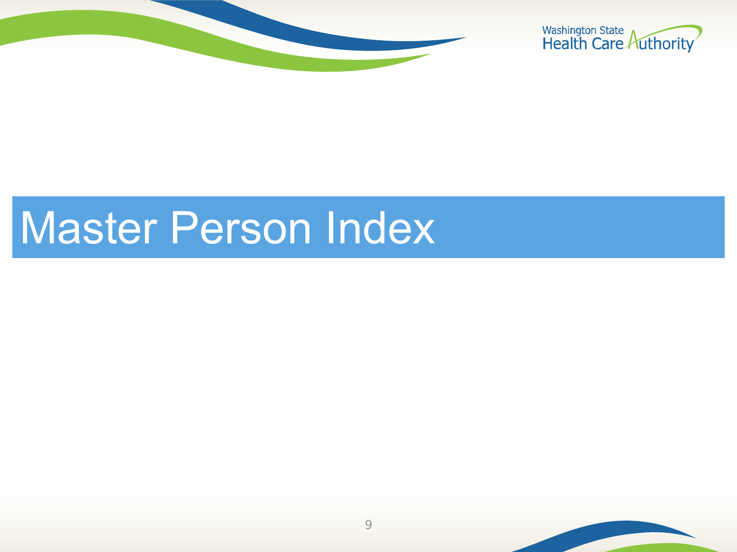# Master Person Index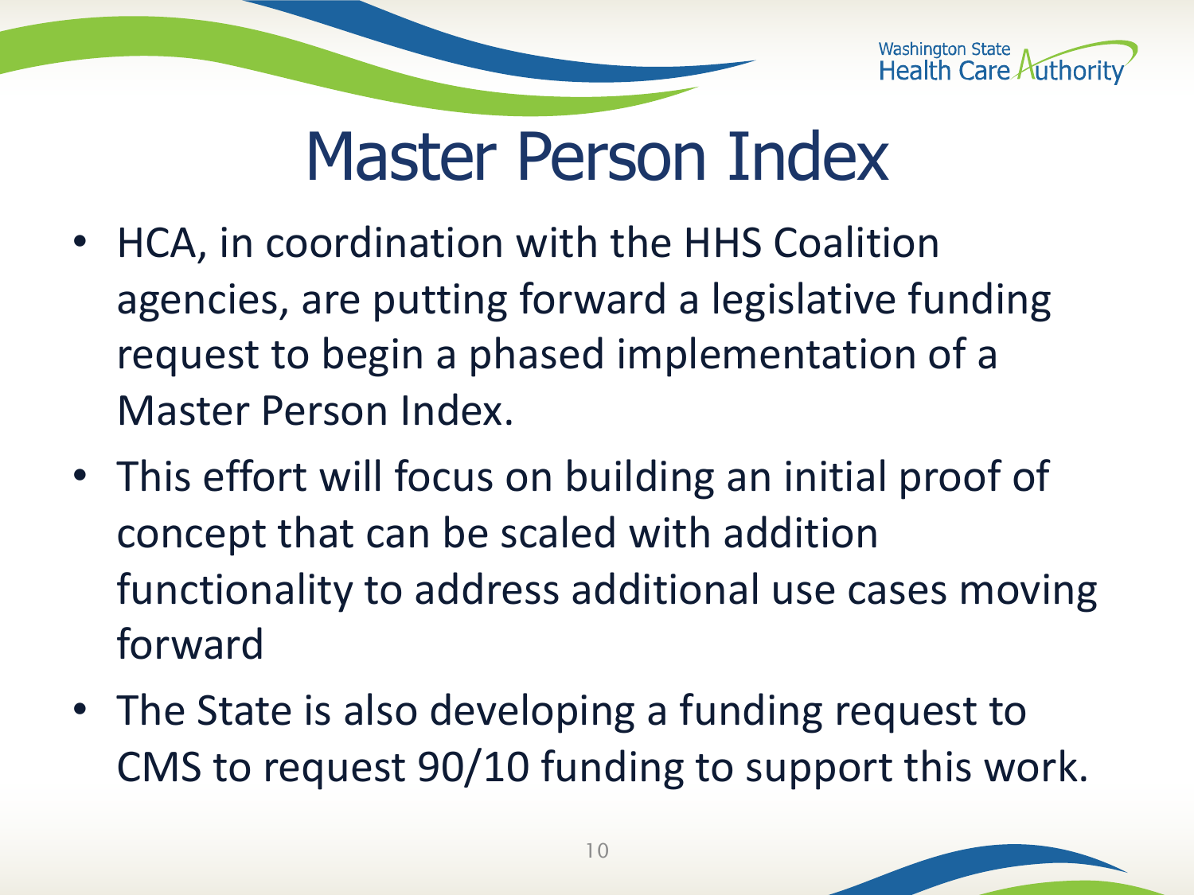# Master Person Index

- HCA, in coordination with the HHS Coalition agencies, are putting forward a legislative funding request to begin a phased implementation of a Master Person Index.
- This effort will focus on building an initial proof of concept that can be scaled with addition functionality to address additional use cases moving forward
- The State is also developing a funding request to CMS to request 90/10 funding to support this work.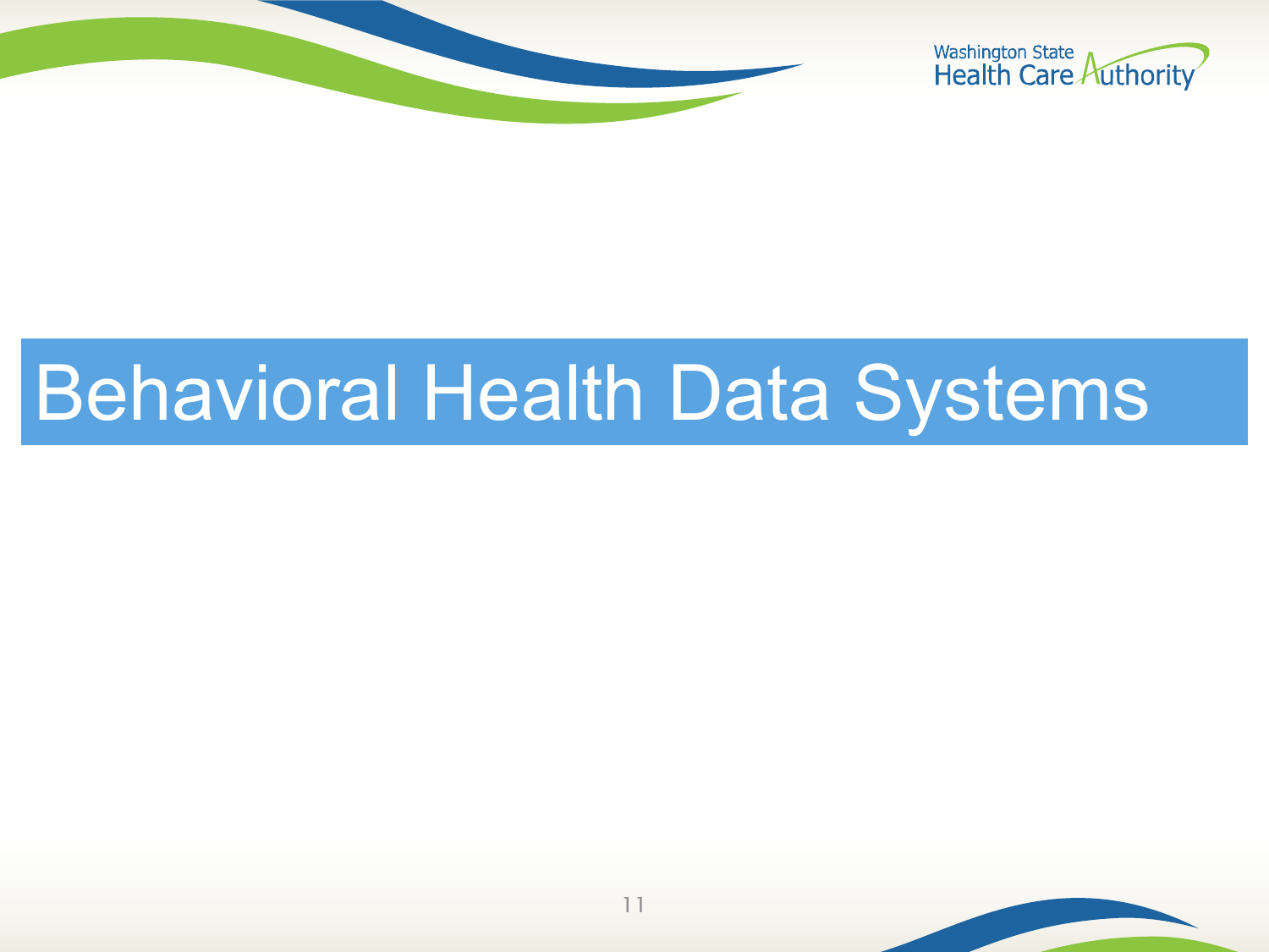# Behavioral Health Data Systems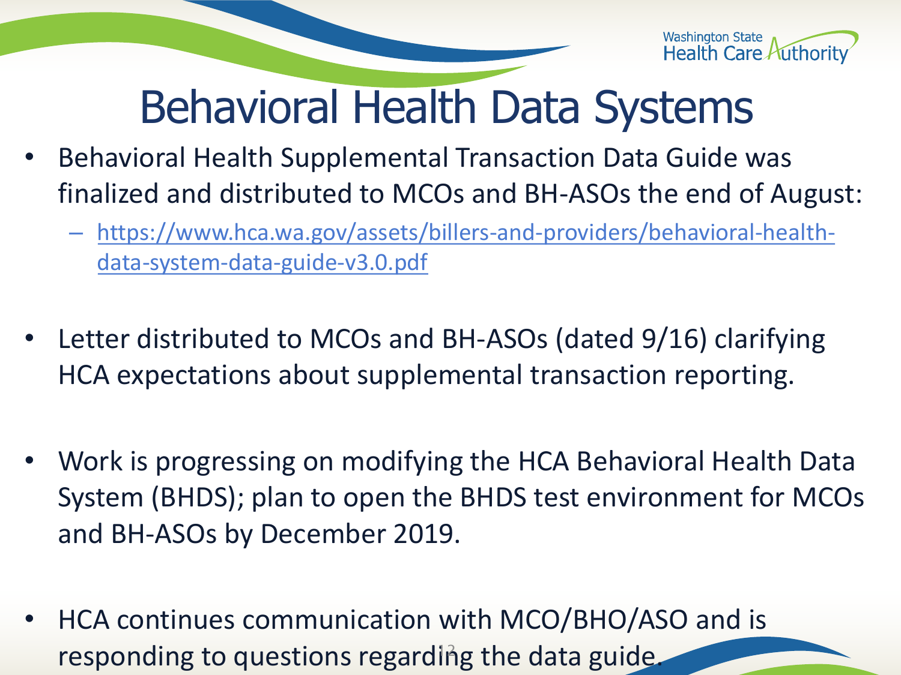# Behavioral Health Data Systems

- Behavioral Health Supplemental Transaction Data Guide was finalized and distributed to MCOs and BH-ASOs the end of August:
  - https://www.hca.wa.gov/assets/billers-and-providers/behavioral-health-data-system-data-guide-v3.0.pdf
- Letter distributed to MCOs and BH-ASOs (dated 9/16) clarifying HCA expectations about supplemental transaction reporting.
- Work is progressing on modifying the HCA Behavioral Health Data System (BHDS); plan to open the BHDS test environment for MCOs and BH-ASOs by December 2019.
- HCA continues communication with MCO/BHO/ASO and is responding to questions regarding the data guide.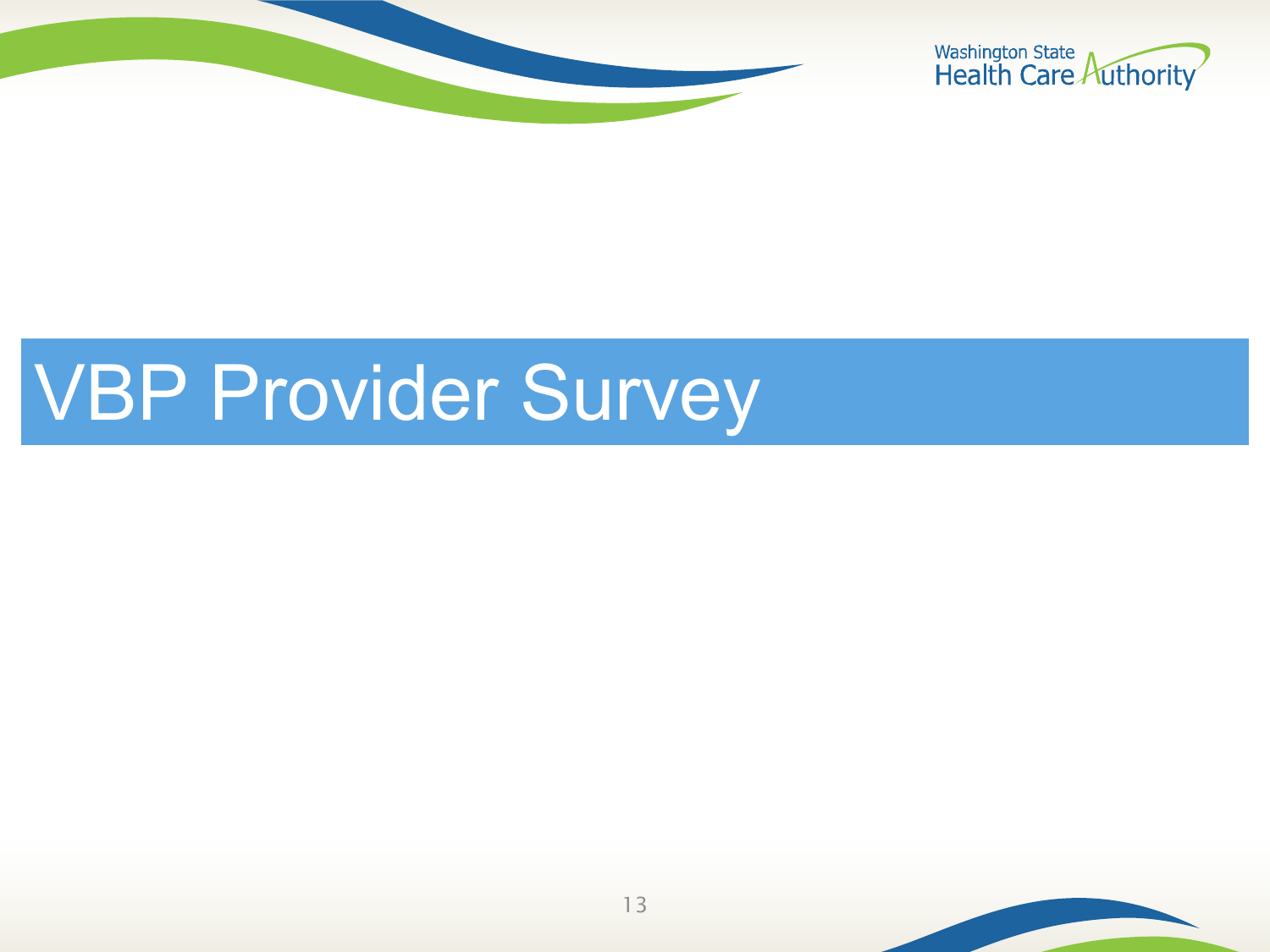# VBP Provider Survey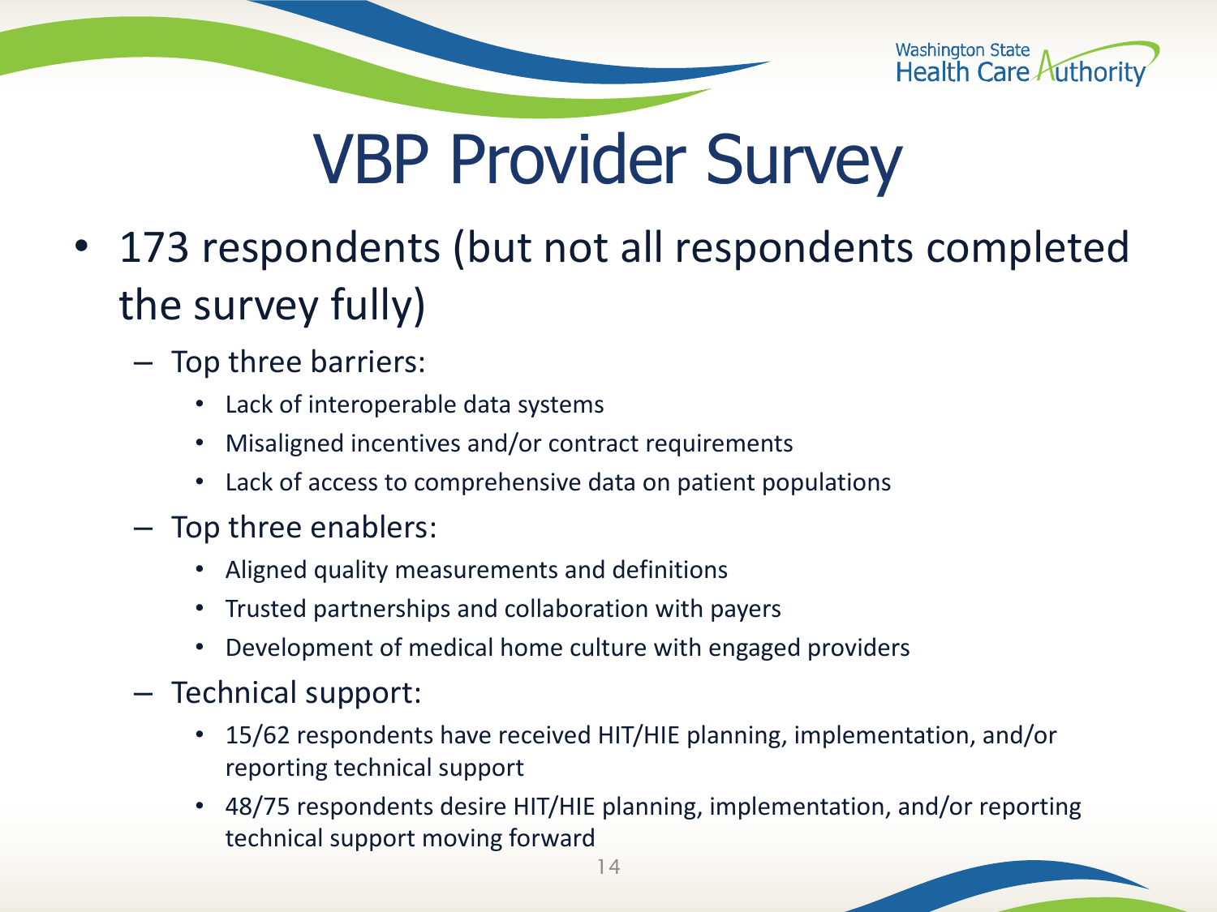# VBP Provider Survey

- 173 respondents (but not all respondents completed the survey fully)
  - Top three barriers:
    - Lack of interoperable data systems
    - Misaligned incentives and/or contract requirements
    - Lack of access to comprehensive data on patient populations
  - Top three enablers:
    - Aligned quality measurements and definitions
    - Trusted partnerships and collaboration with payers
    - Development of medical home culture with engaged providers
  - Technical support:
    - 15/62 respondents have received HIT/HIE planning, implementation, and/or reporting technical support
    - 48/75 respondents desire HIT/HIE planning, implementation, and/or reporting technical support moving forward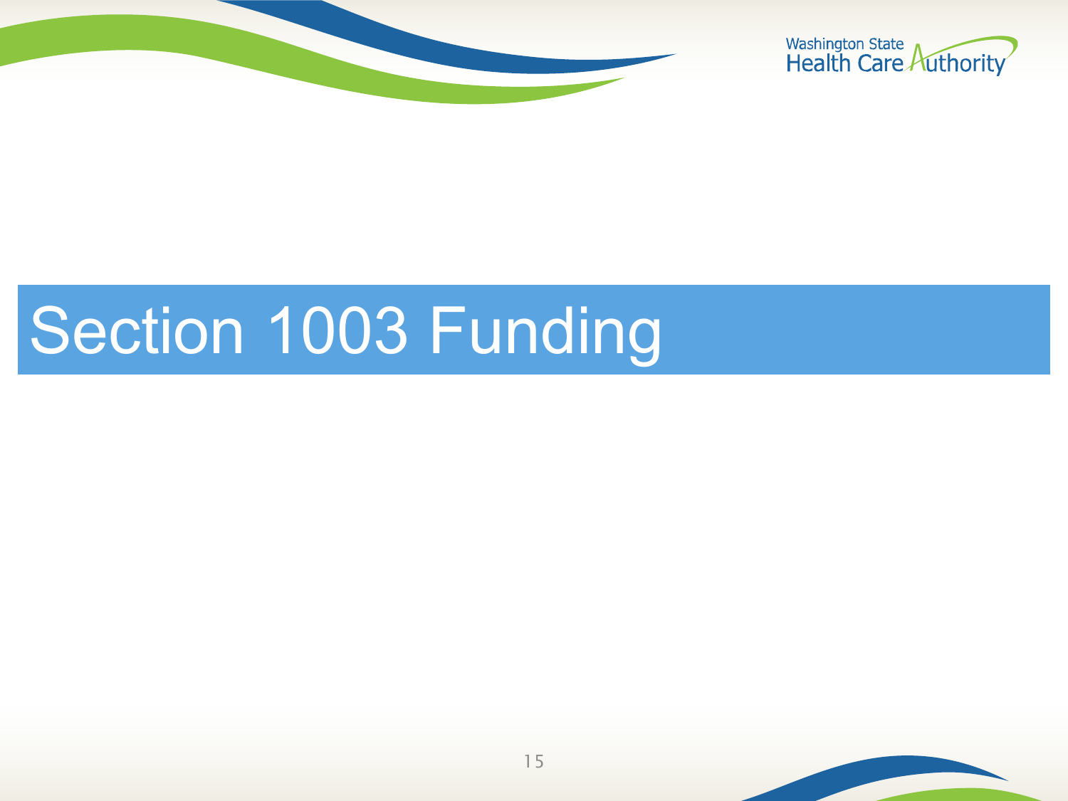# Section 1003 Funding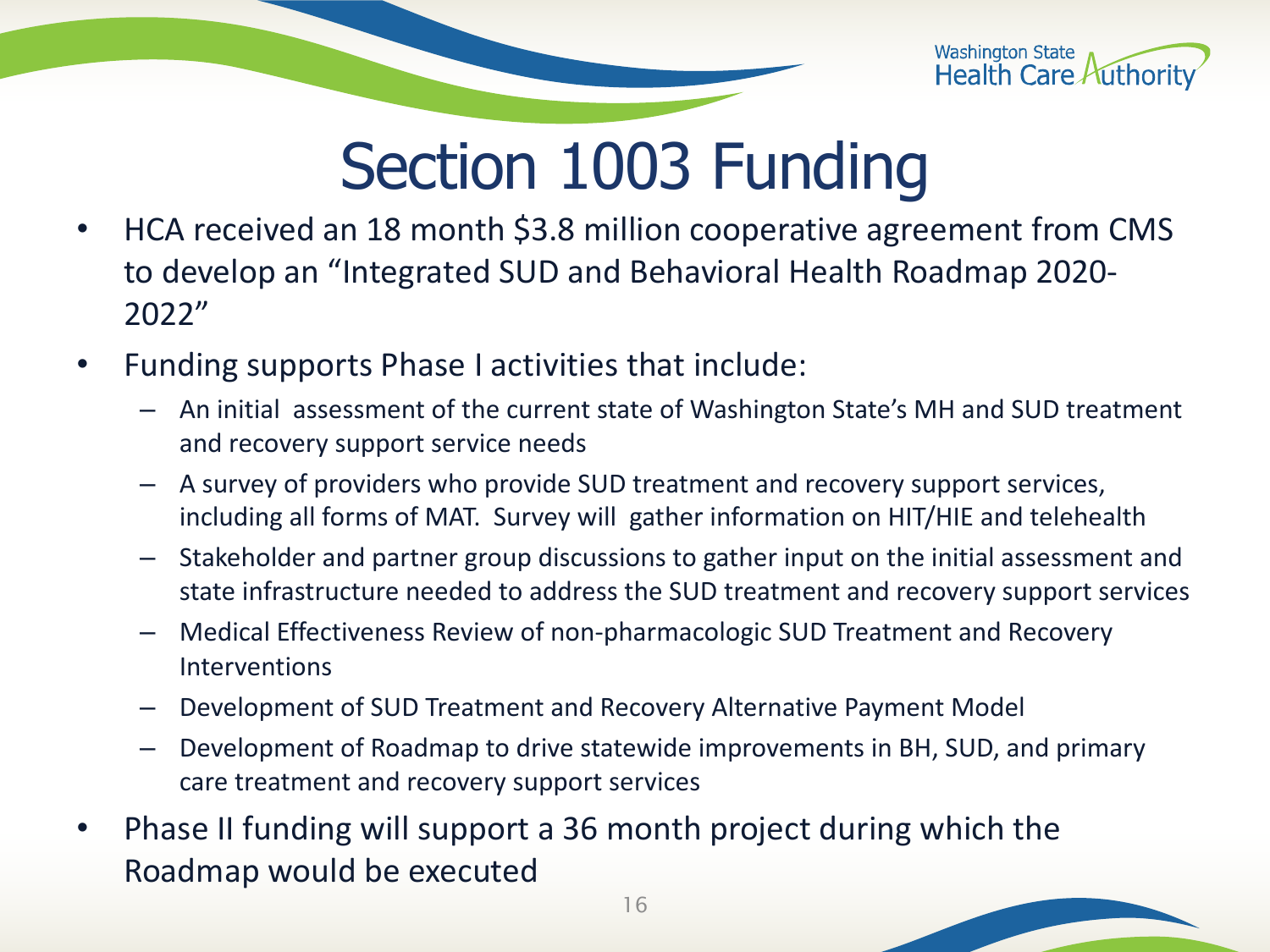# Section 1003 Funding

- HCA received an 18 month $3.8 million cooperative agreement from CMS to develop an "Integrated SUD and Behavioral Health Roadmap 2020-2022"
- Funding supports Phase I activities that include:
  - An initial assessment of the current state of Washington State's MH and SUD treatment and recovery support service needs
  - A survey of providers who provide SUD treatment and recovery support services, including all forms of MAT. Survey will gather information on HIT/HIE and telehealth
  - Stakeholder and partner group discussions to gather input on the initial assessment and state infrastructure needed to address the SUD treatment and recovery support services
  - Medical Effectiveness Review of non-pharmacologic SUD Treatment and Recovery Interventions
  - Development of SUD Treatment and Recovery Alternative Payment Model
  - Development of Roadmap to drive statewide improvements in BH, SUD, and primary care treatment and recovery support services
- Phase II funding will support a 36 month project during which the Roadmap would be executed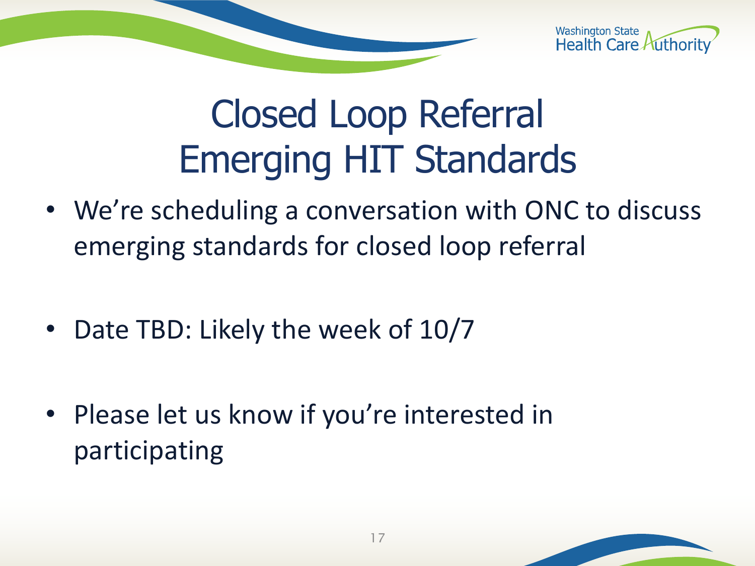# Closed Loop Referral Emerging HIT Standards

- We're scheduling a conversation with ONC to discuss emerging standards for closed loop referral
- Date TBD: Likely the week of 10/7
- Please let us know if you're interested in participating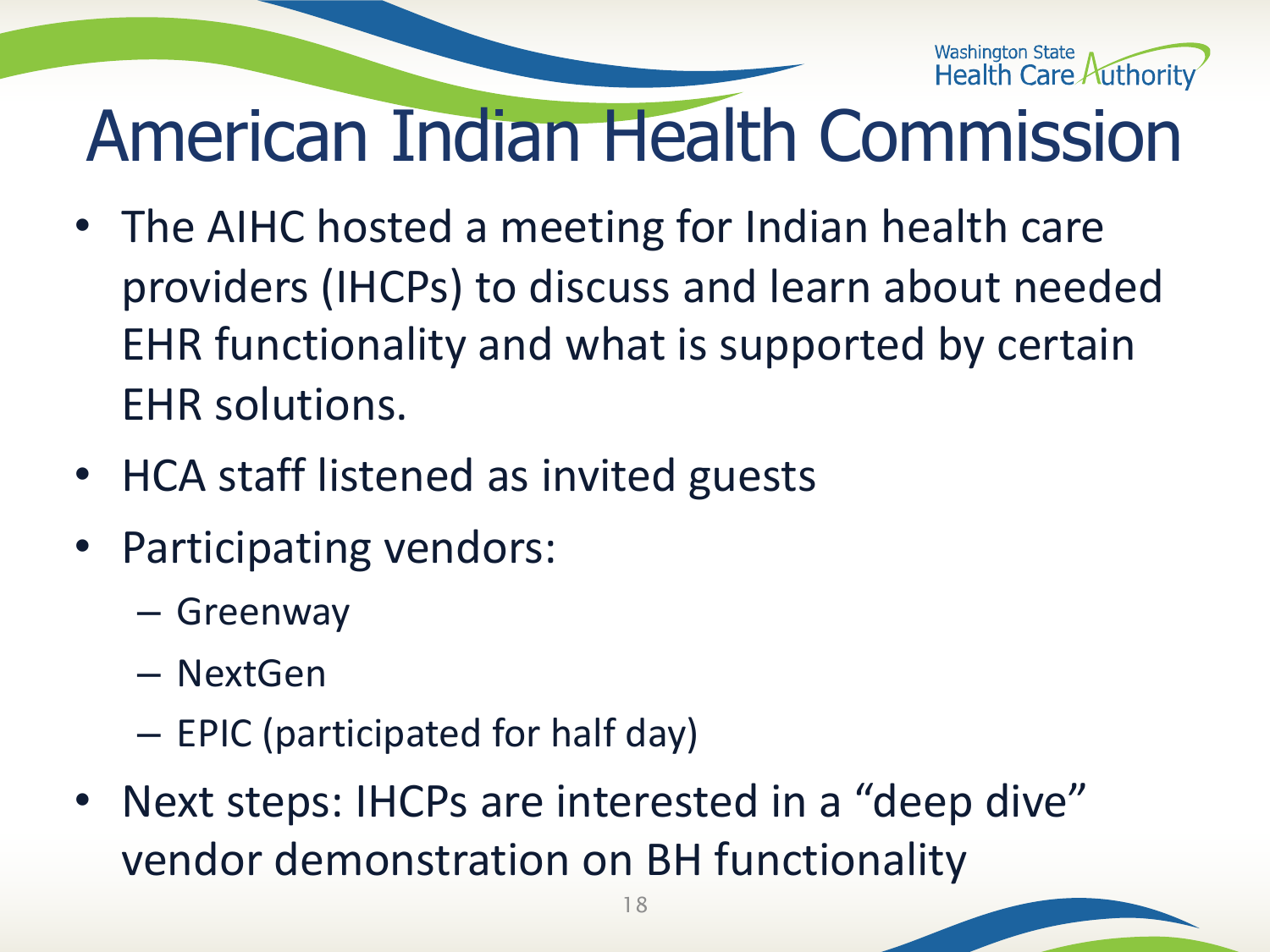# American Indian Health Commission

- The AIHC hosted a meeting for Indian health care providers (IHCPs) to discuss and learn about needed EHR functionality and what is supported by certain EHR solutions.
- HCA staff listened as invited guests
- Participating vendors:
  - Greenway
  - NextGen
  - EPIC (participated for half day)
- Next steps: IHCPs are interested in a "deep dive" vendor demonstration on BH functionality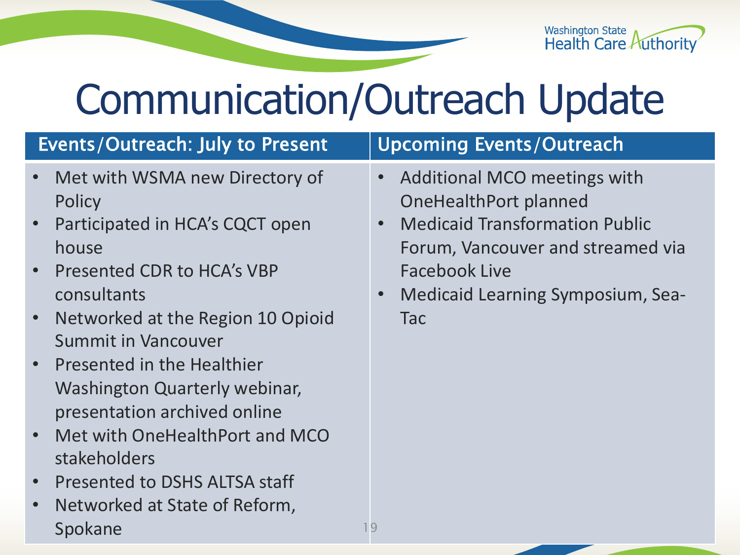# Communication/Outreach Update

| Events/Outreach: July to Present | Upcoming Events/Outreach |
| --- | --- |
| • Met with WSMA new Directory of Policy<br>• Participated in HCA's CQCT open house<br>• Presented CDR to HCA's VBP consultants<br>• Networked at the Region 10 Opioid Summit in Vancouver<br>• Presented in the Healthier Washington Quarterly webinar, presentation archived online<br>• Met with OneHealthPort and MCO stakeholders<br>• Presented to DSHS ALTSA staff<br>• Networked at State of Reform, Spokane | • Additional MCO meetings with OneHealthPort planned<br>• Medicaid Transformation Public Forum, Vancouver and streamed via Facebook Live<br>• Medicaid Learning Symposium, Sea-Tac |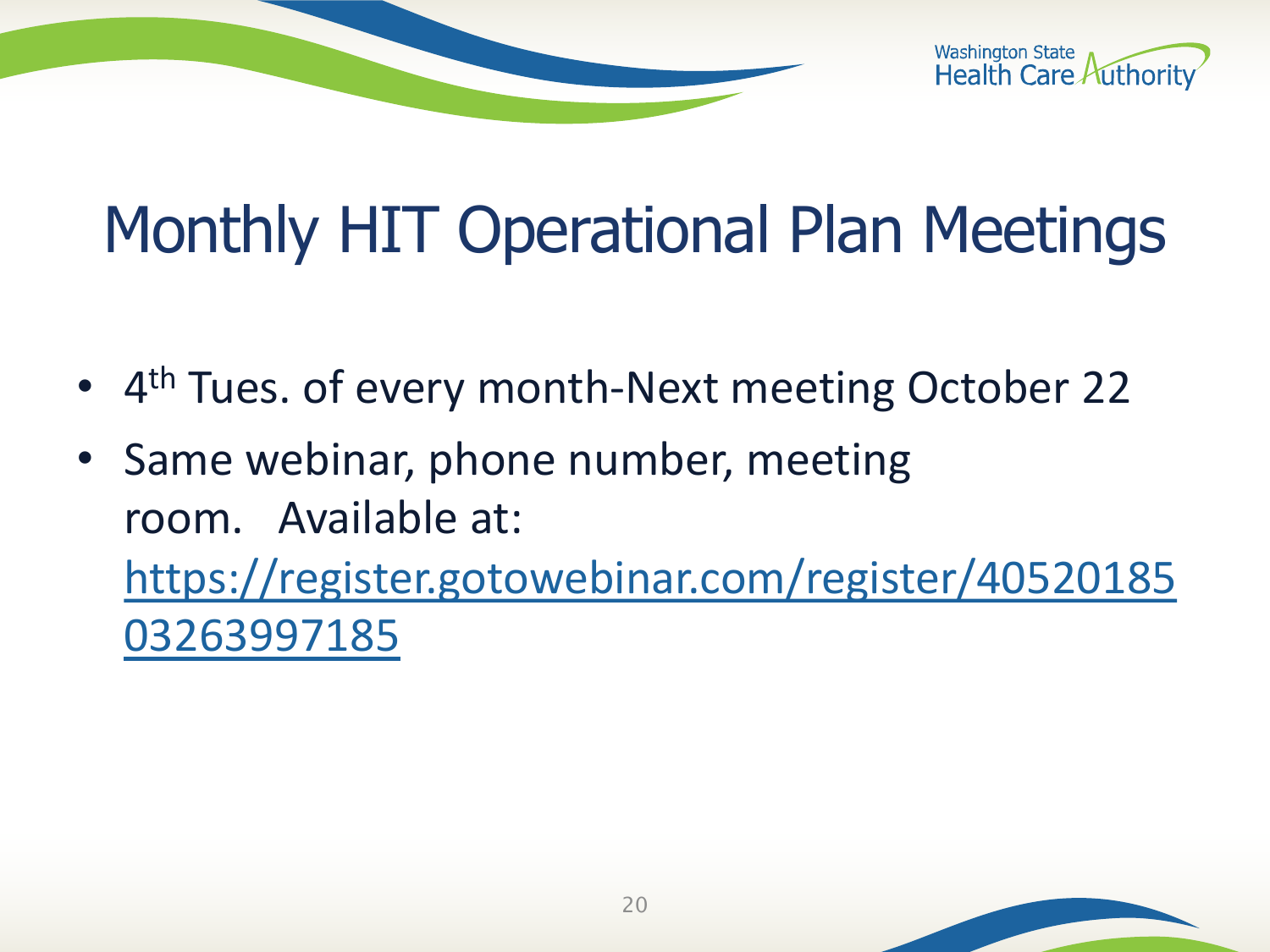# Monthly HIT Operational Plan Meetings

- 4th Tues. of every month-Next meeting October 22
- Same webinar, phone number, meeting room. Available at: https://register.gotowebinar.com/register/4052018503263997185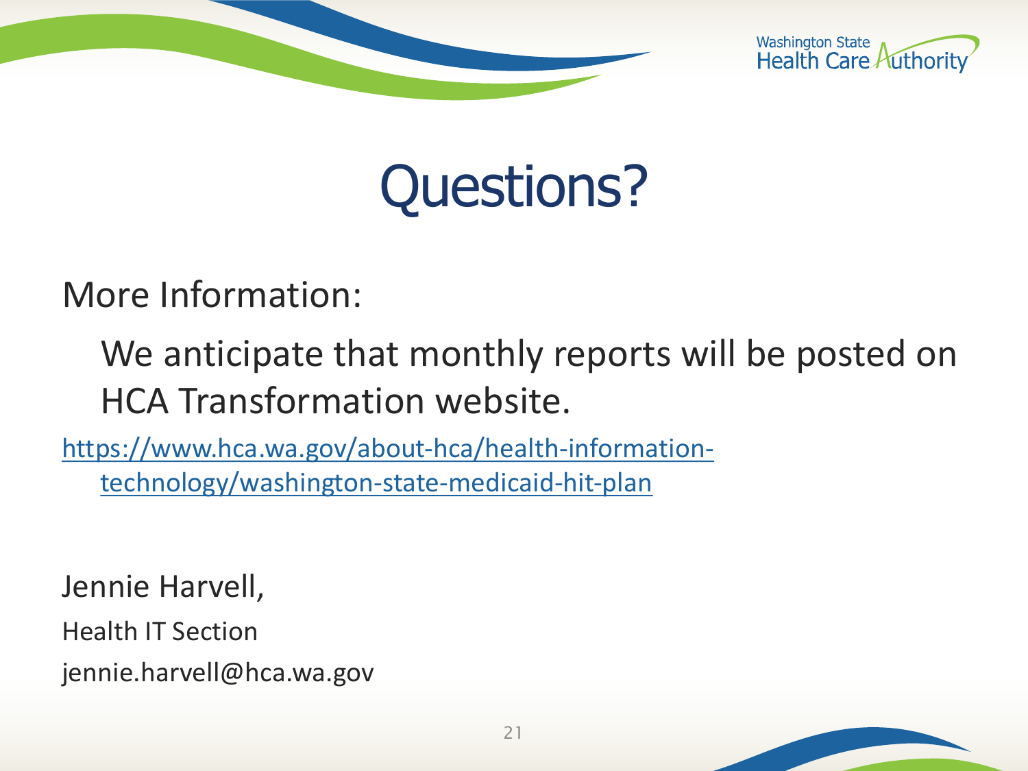# Questions?

More Information:

We anticipate that monthly reports will be posted on HCA Transformation website.

https://www.hca.wa.gov/about-hca/health-information-technology/washington-state-medicaid-hit-plan

Jennie Harvell,

Health IT Section

jennie.harvell@hca.wa.gov